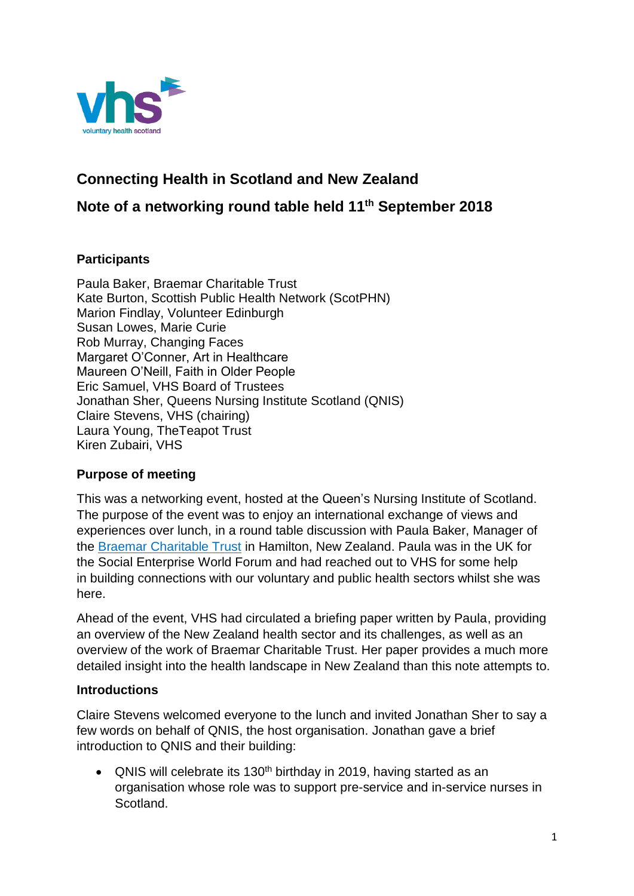# Connecting Health in Scotland and New Zealand

## Note of a networking round table held 11th September 2018

### Participants

Paula Baker, Braemar Charitable Trust
Kate Burton, Scottish Public Health Network (ScotPHN)
Marion Findlay, Volunteer Edinburgh
Susan Lowes, Marie Curie
Rob Murray, Changing Faces
Margaret O'Conner, Art in Healthcare
Maureen O'Neill, Faith in Older People
Eric Samuel, VHS Board of Trustees
Jonathan Sher, Queens Nursing Institute Scotland (QNIS)
Claire Stevens, VHS (chairing)
Laura Young, TheTeapot Trust
Kiren Zubairi, VHS

### Purpose of meeting

This was a networking event, hosted at the Queen's Nursing Institute of Scotland. The purpose of the event was to enjoy an international exchange of views and experiences over lunch, in a round table discussion with Paula Baker, Manager of the Braemar Charitable Trust in Hamilton, New Zealand. Paula was in the UK for the Social Enterprise World Forum and had reached out to VHS for some help in building connections with our voluntary and public health sectors whilst she was here.

Ahead of the event, VHS had circulated a briefing paper written by Paula, providing an overview of the New Zealand health sector and its challenges, as well as an overview of the work of Braemar Charitable Trust. Her paper provides a much more detailed insight into the health landscape in New Zealand than this note attempts to.

### Introductions

Claire Stevens welcomed everyone to the lunch and invited Jonathan Sher to say a few words on behalf of QNIS, the host organisation. Jonathan gave a brief introduction to QNIS and their building:

- QNIS will celebrate its 130th birthday in 2019, having started as an organisation whose role was to support pre-service and in-service nurses in Scotland.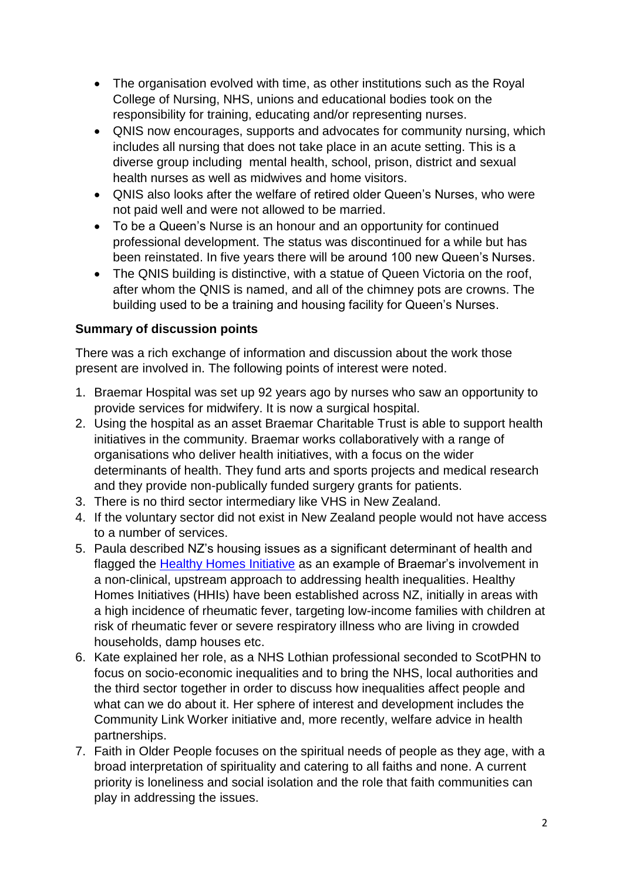- The organisation evolved with time, as other institutions such as the Royal College of Nursing, NHS, unions and educational bodies took on the responsibility for training, educating and/or representing nurses.
- QNIS now encourages, supports and advocates for community nursing, which includes all nursing that does not take place in an acute setting. This is a diverse group including mental health, school, prison, district and sexual health nurses as well as midwives and home visitors.
- QNIS also looks after the welfare of retired older Queen's Nurses, who were not paid well and were not allowed to be married.
- To be a Queen's Nurse is an honour and an opportunity for continued professional development. The status was discontinued for a while but has been reinstated. In five years there will be around 100 new Queen's Nurses.
- The QNIS building is distinctive, with a statue of Queen Victoria on the roof, after whom the QNIS is named, and all of the chimney pots are crowns. The building used to be a training and housing facility for Queen's Nurses.

**Summary of discussion points**

There was a rich exchange of information and discussion about the work those present are involved in. The following points of interest were noted.

1. Braemar Hospital was set up 92 years ago by nurses who saw an opportunity to provide services for midwifery. It is now a surgical hospital.
2. Using the hospital as an asset Braemar Charitable Trust is able to support health initiatives in the community. Braemar works collaboratively with a range of organisations who deliver health initiatives, with a focus on the wider determinants of health. They fund arts and sports projects and medical research and they provide non-publically funded surgery grants for patients.
3. There is no third sector intermediary like VHS in New Zealand.
4. If the voluntary sector did not exist in New Zealand people would not have access to a number of services.
5. Paula described NZ's housing issues as a significant determinant of health and flagged the Healthy Homes Initiative as an example of Braemar's involvement in a non-clinical, upstream approach to addressing health inequalities. Healthy Homes Initiatives (HHIs) have been established across NZ, initially in areas with a high incidence of rheumatic fever, targeting low-income families with children at risk of rheumatic fever or severe respiratory illness who are living in crowded households, damp houses etc.
6. Kate explained her role, as a NHS Lothian professional seconded to ScotPHN to focus on socio-economic inequalities and to bring the NHS, local authorities and the third sector together in order to discuss how inequalities affect people and what can we do about it. Her sphere of interest and development includes the Community Link Worker initiative and, more recently, welfare advice in health partnerships.
7. Faith in Older People focuses on the spiritual needs of people as they age, with a broad interpretation of spirituality and catering to all faiths and none. A current priority is loneliness and social isolation and the role that faith communities can play in addressing the issues.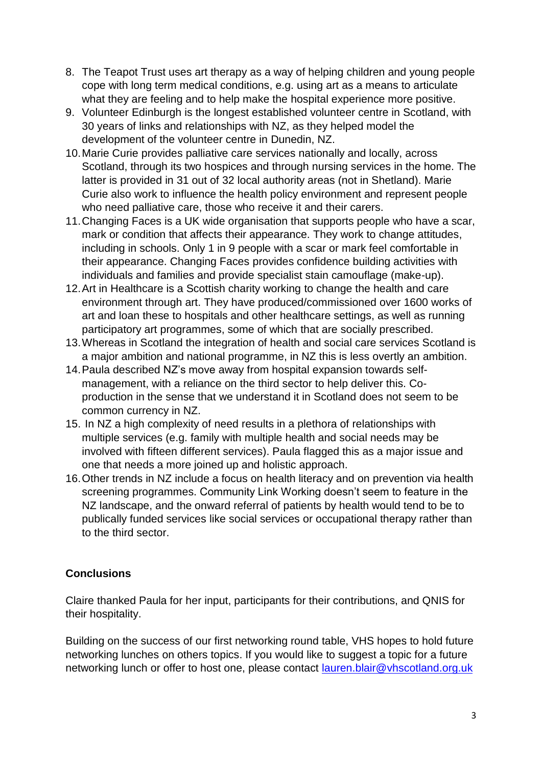8. The Teapot Trust uses art therapy as a way of helping children and young people cope with long term medical conditions, e.g. using art as a means to articulate what they are feeling and to help make the hospital experience more positive.
9. Volunteer Edinburgh is the longest established volunteer centre in Scotland, with 30 years of links and relationships with NZ, as they helped model the development of the volunteer centre in Dunedin, NZ.
10. Marie Curie provides palliative care services nationally and locally, across Scotland, through its two hospices and through nursing services in the home. The latter is provided in 31 out of 32 local authority areas (not in Shetland). Marie Curie also work to influence the health policy environment and represent people who need palliative care, those who receive it and their carers.
11. Changing Faces is a UK wide organisation that supports people who have a scar, mark or condition that affects their appearance. They work to change attitudes, including in schools. Only 1 in 9 people with a scar or mark feel comfortable in their appearance. Changing Faces provides confidence building activities with individuals and families and provide specialist stain camouflage (make-up).
12. Art in Healthcare is a Scottish charity working to change the health and care environment through art. They have produced/commissioned over 1600 works of art and loan these to hospitals and other healthcare settings, as well as running participatory art programmes, some of which that are socially prescribed.
13. Whereas in Scotland the integration of health and social care services Scotland is a major ambition and national programme, in NZ this is less overtly an ambition.
14. Paula described NZ's move away from hospital expansion towards self-management, with a reliance on the third sector to help deliver this. Co-production in the sense that we understand it in Scotland does not seem to be common currency in NZ.
15. In NZ a high complexity of need results in a plethora of relationships with multiple services (e.g. family with multiple health and social needs may be involved with fifteen different services). Paula flagged this as a major issue and one that needs a more joined up and holistic approach.
16. Other trends in NZ include a focus on health literacy and on prevention via health screening programmes. Community Link Working doesn't seem to feature in the NZ landscape, and the onward referral of patients by health would tend to be to publically funded services like social services or occupational therapy rather than to the third sector.

## Conclusions

Claire thanked Paula for her input, participants for their contributions, and QNIS for their hospitality.

Building on the success of our first networking round table, VHS hopes to hold future networking lunches on others topics. If you would like to suggest a topic for a future networking lunch or offer to host one, please contact lauren.blair@vhscotland.org.uk